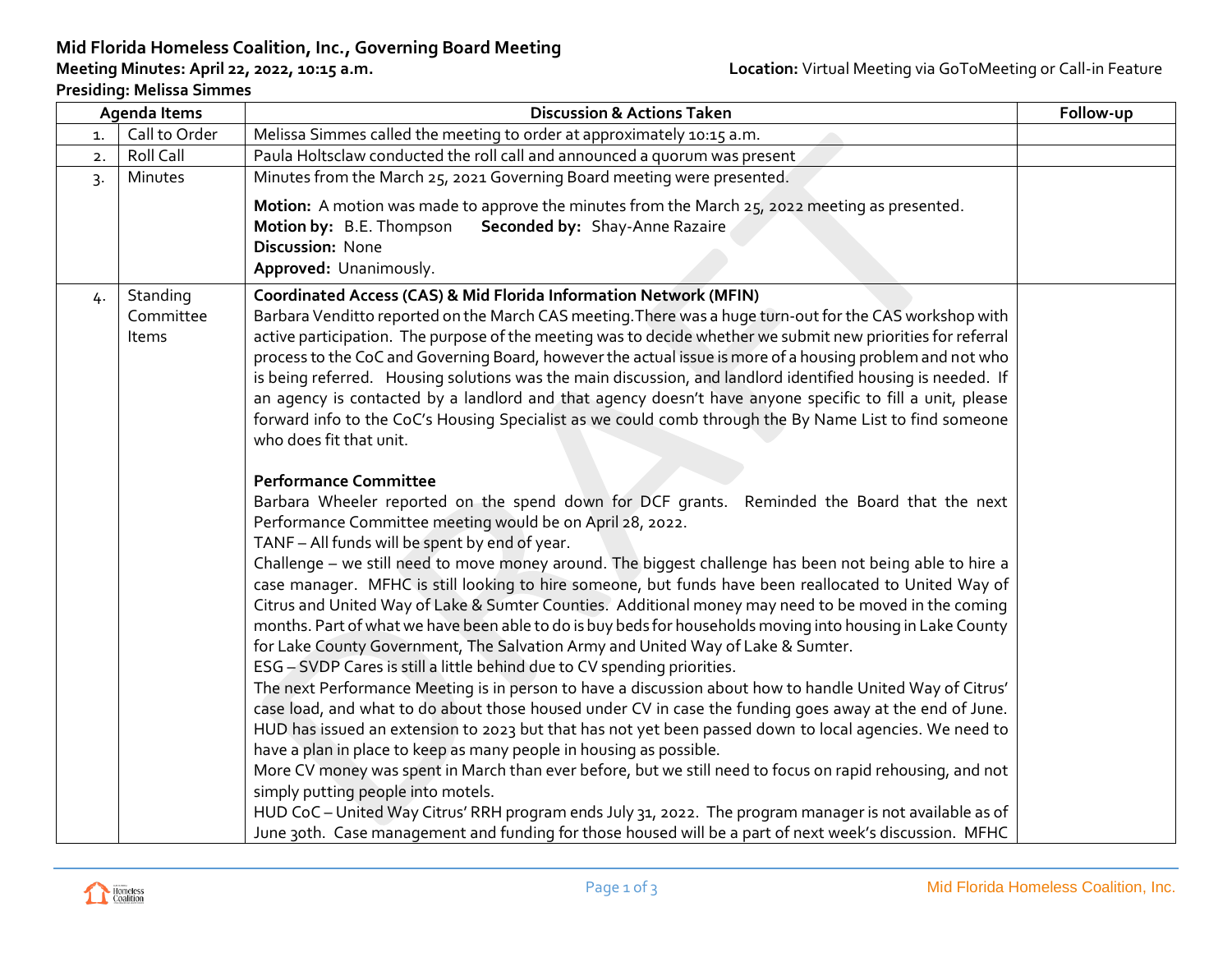**Mid Florida Homeless Coalition, Inc., Governing Board Meeting**

**Meeting Minutes: April 22, 2022, 10:15 a.m.** **Location:** Virtual Meeting via GoToMeeting or Call-in Feature

**Presiding: Melissa Simmes**

| Agenda Items | | Discussion & Actions Taken | Follow-up |
|---|---|---|---|
| 1. | Call to Order | Melissa Simmes called the meeting to order at approximately 10:15 a.m. | |
| 2. | Roll Call | Paula Holtsclaw conducted the roll call and announced a quorum was present | |
| 3. | Minutes | Minutes from the March 25, 2021 Governing Board meeting were presented.<br><br>**Motion:** A motion was made to approve the minutes from the March 25, 2022 meeting as presented.<br>**Motion by:** B.E. Thompson **Seconded by:** Shay-Anne Razaire<br>**Discussion:** None<br>**Approved:** Unanimously. | |
| 4. | Standing Committee Items | **Coordinated Access (CAS) & Mid Florida Information Network (MFIN)**<br>Barbara Venditto reported on the March CAS meeting.There was a huge turn-out for the CAS workshop with active participation. The purpose of the meeting was to decide whether we submit new priorities for referral process to the CoC and Governing Board, however the actual issue is more of a housing problem and not who is being referred. Housing solutions was the main discussion, and landlord identified housing is needed. If an agency is contacted by a landlord and that agency doesn't have anyone specific to fill a unit, please forward info to the CoC's Housing Specialist as we could comb through the By Name List to find someone who does fit that unit.<br><br>**Performance Committee**<br>Barbara Wheeler reported on the spend down for DCF grants. Reminded the Board that the next Performance Committee meeting would be on April 28, 2022.<br>TANF – All funds will be spent by end of year.<br>Challenge – we still need to move money around. The biggest challenge has been not being able to hire a case manager. MFHC is still looking to hire someone, but funds have been reallocated to United Way of Citrus and United Way of Lake & Sumter Counties. Additional money may need to be moved in the coming months. Part of what we have been able to do is buy beds for households moving into housing in Lake County for Lake County Government, The Salvation Army and United Way of Lake & Sumter.<br>ESG – SVDP Cares is still a little behind due to CV spending priorities.<br>The next Performance Meeting is in person to have a discussion about how to handle United Way of Citrus' case load, and what to do about those housed under CV in case the funding goes away at the end of June. HUD has issued an extension to 2023 but that has not yet been passed down to local agencies. We need to have a plan in place to keep as many people in housing as possible.<br>More CV money was spent in March than ever before, but we still need to focus on rapid rehousing, and not simply putting people into motels.<br>HUD CoC – United Way Citrus' RRH program ends July 31, 2022. The program manager is not available as of June 30th. Case management and funding for those housed will be a part of next week's discussion. MFHC | |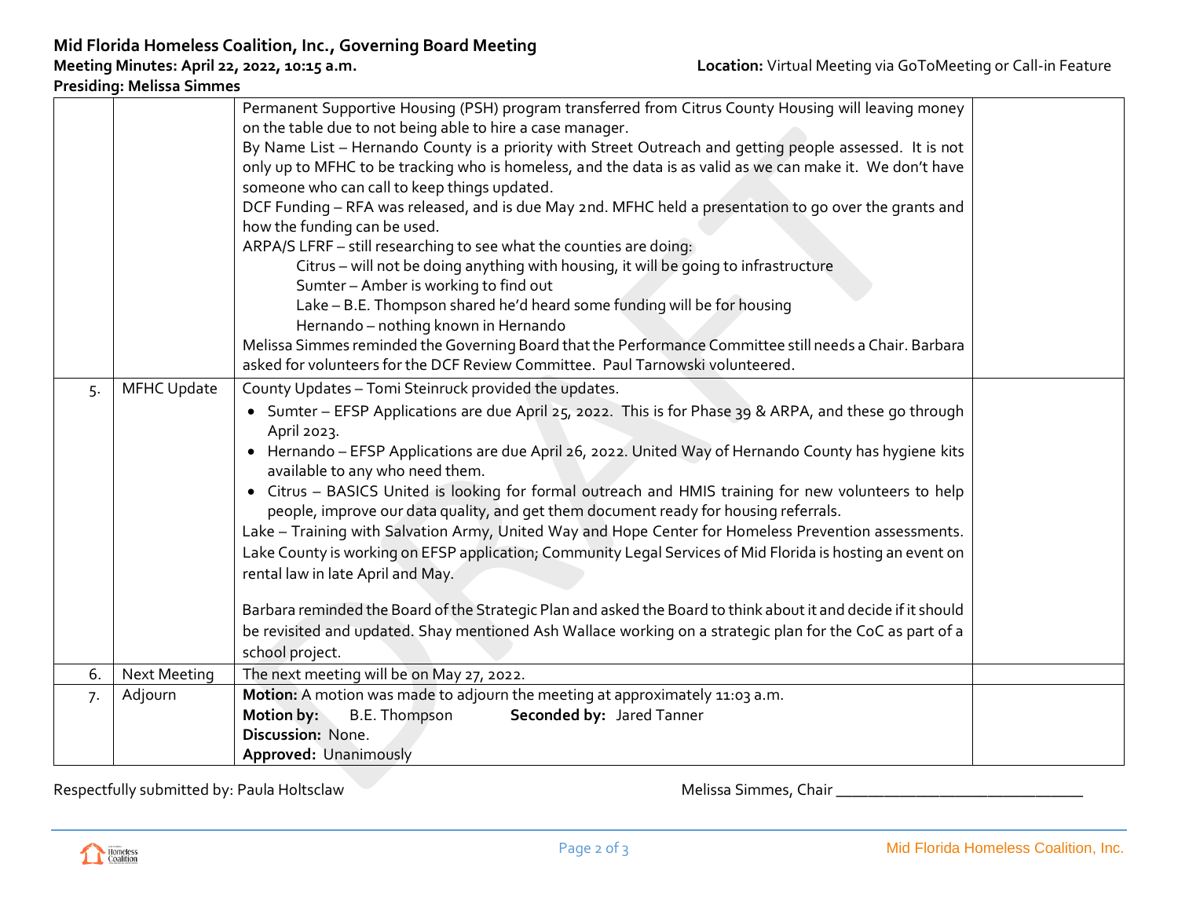**Mid Florida Homeless Coalition, Inc., Governing Board Meeting**
**Meeting Minutes: April 22, 2022, 10:15 a.m.** **Location:** Virtual Meeting via GoToMeeting or Call-in Feature
**Presiding: Melissa Simmes**

| | | | |
|---|---|---|---|
| | | Permanent Supportive Housing (PSH) program transferred from Citrus County Housing will leaving money on the table due to not being able to hire a case manager.<br>By Name List – Hernando County is a priority with Street Outreach and getting people assessed. It is not only up to MFHC to be tracking who is homeless, and the data is as valid as we can make it. We don't have someone who can call to keep things updated.<br>DCF Funding – RFA was released, and is due May 2nd. MFHC held a presentation to go over the grants and how the funding can be used.<br>ARPA/S LFRF – still researching to see what the counties are doing:<br>Citrus – will not be doing anything with housing, it will be going to infrastructure<br>Sumter – Amber is working to find out<br>Lake – B.E. Thompson shared he'd heard some funding will be for housing<br>Hernando – nothing known in Hernando<br>Melissa Simmes reminded the Governing Board that the Performance Committee still needs a Chair. Barbara asked for volunteers for the DCF Review Committee. Paul Tarnowski volunteered. | |
| 5. | MFHC Update | County Updates – Tomi Steinruck provided the updates.<br>• Sumter – EFSP Applications are due April 25, 2022. This is for Phase 39 & ARPA, and these go through April 2023.<br>• Hernando – EFSP Applications are due April 26, 2022. United Way of Hernando County has hygiene kits available to any who need them.<br>• Citrus – BASICS United is looking for formal outreach and HMIS training for new volunteers to help people, improve our data quality, and get them document ready for housing referrals.<br>Lake – Training with Salvation Army, United Way and Hope Center for Homeless Prevention assessments. Lake County is working on EFSP application; Community Legal Services of Mid Florida is hosting an event on rental law in late April and May.<br><br>Barbara reminded the Board of the Strategic Plan and asked the Board to think about it and decide if it should be revisited and updated. Shay mentioned Ash Wallace working on a strategic plan for the CoC as part of a school project. | |
| 6. | Next Meeting | The next meeting will be on May 27, 2022. | |
| 7. | Adjourn | **Motion:** A motion was made to adjourn the meeting at approximately 11:03 a.m.<br>**Motion by:** B.E. Thompson **Seconded by:** Jared Tanner<br>**Discussion:** None.<br>**Approved:** Unanimously | |

Respectfully submitted by: Paula Holtsclaw

Melissa Simmes, Chair ______________________________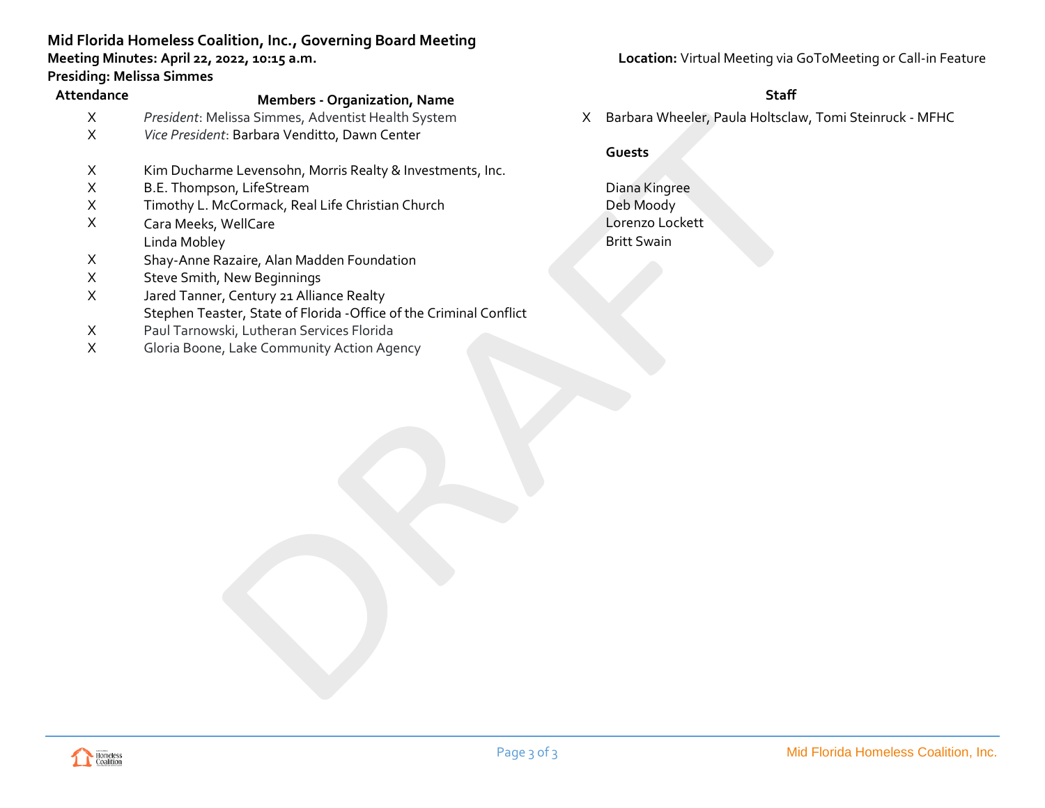**Mid Florida Homeless Coalition, Inc., Governing Board Meeting**
**Meeting Minutes: April 22, 2022, 10:15 a.m.**
**Presiding: Melissa Simmes**

**Location:** Virtual Meeting via GoToMeeting or Call-in Feature

| Attendance | Members - Organization, Name |
|---|---|
| X | *President*: Melissa Simmes, Adventist Health System |
| X | *Vice President*: Barbara Venditto, Dawn Center |
| X | Kim Ducharme Levensohn, Morris Realty & Investments, Inc. |
| X | B.E. Thompson, LifeStream |
| X | Timothy L. McCormack, Real Life Christian Church |
| X | Cara Meeks, WellCare |
| | Linda Mobley |
| X | Shay-Anne Razaire, Alan Madden Foundation |
| X | Steve Smith, New Beginnings |
| X | Jared Tanner, Century 21 Alliance Realty |
| | Stephen Teaster, State of Florida -Office of the Criminal Conflict |
| X | Paul Tarnowski, Lutheran Services Florida |
| X | Gloria Boone, Lake Community Action Agency |

**Staff**

X Barbara Wheeler, Paula Holtsclaw, Tomi Steinruck - MFHC

**Guests**

Diana Kingree
Deb Moody
Lorenzo Lockett
Britt Swain

DRAFT